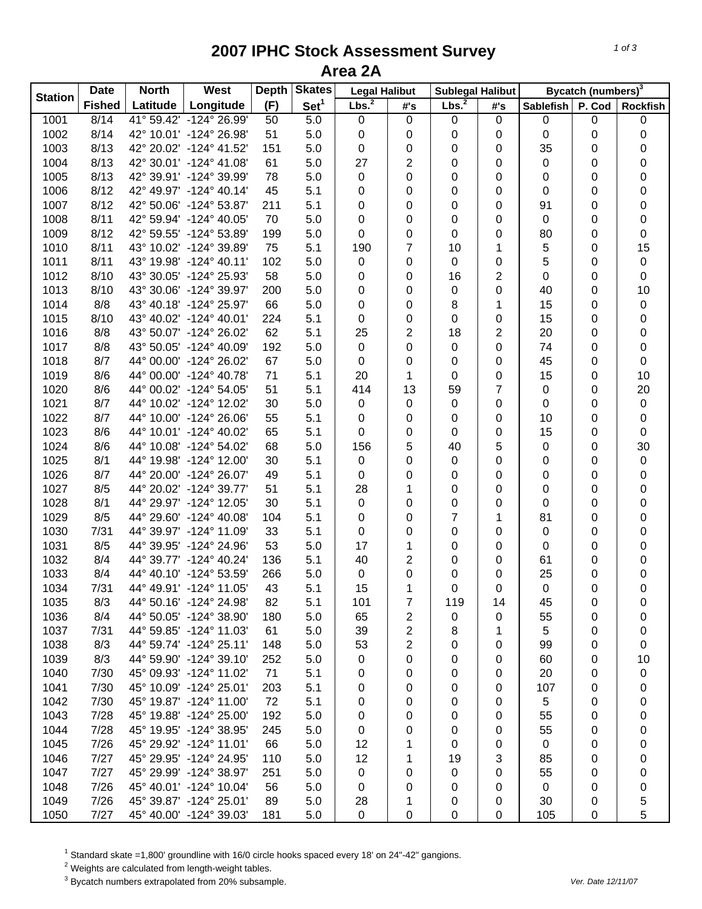# 2007 IPHC Stock Assessment Survey
## Area 2A

| Station | Date | North | West | Depth | Skates | Legal Halibut | | Sublegal Halibut | | Bycatch (numbers)[3] | | |
|---|---|---|---|---|---|---|---|---|---|---|---|---|
| | Fished | Latitude | Longitude | (F) | Set[1] | Lbs.[2] | #'s | Lbs.[2] | #'s | Sablefish | P. Cod | Rockfish |
| 1001 | 8/14 | 41° 59.42' | -124° 26.99' | 50 | 5.0 | 0 | 0 | 0 | 0 | 0 | 0 | 0 |
| 1002 | 8/14 | 42° 10.01' | -124° 26.98' | 51 | 5.0 | 0 | 0 | 0 | 0 | 0 | 0 | 0 |
| 1003 | 8/13 | 42° 20.02' | -124° 41.52' | 151 | 5.0 | 0 | 0 | 0 | 0 | 35 | 0 | 0 |
| 1004 | 8/13 | 42° 30.01' | -124° 41.08' | 61 | 5.0 | 27 | 2 | 0 | 0 | 0 | 0 | 0 |
| 1005 | 8/13 | 42° 39.91' | -124° 39.99' | 78 | 5.0 | 0 | 0 | 0 | 0 | 0 | 0 | 0 |
| 1006 | 8/12 | 42° 49.97' | -124° 40.14' | 45 | 5.1 | 0 | 0 | 0 | 0 | 0 | 0 | 0 |
| 1007 | 8/12 | 42° 50.06' | -124° 53.87' | 211 | 5.1 | 0 | 0 | 0 | 0 | 91 | 0 | 0 |
| 1008 | 8/11 | 42° 59.94' | -124° 40.05' | 70 | 5.0 | 0 | 0 | 0 | 0 | 0 | 0 | 0 |
| 1009 | 8/12 | 42° 59.55' | -124° 53.89' | 199 | 5.0 | 0 | 0 | 0 | 0 | 80 | 0 | 0 |
| 1010 | 8/11 | 43° 10.02' | -124° 39.89' | 75 | 5.1 | 190 | 7 | 10 | 1 | 5 | 0 | 15 |
| 1011 | 8/11 | 43° 19.98' | -124° 40.11' | 102 | 5.0 | 0 | 0 | 0 | 0 | 5 | 0 | 0 |
| 1012 | 8/10 | 43° 30.05' | -124° 25.93' | 58 | 5.0 | 0 | 0 | 16 | 2 | 0 | 0 | 0 |
| 1013 | 8/10 | 43° 30.06' | -124° 39.97' | 200 | 5.0 | 0 | 0 | 0 | 0 | 40 | 0 | 10 |
| 1014 | 8/8 | 43° 40.18' | -124° 25.97' | 66 | 5.0 | 0 | 0 | 8 | 1 | 15 | 0 | 0 |
| 1015 | 8/10 | 43° 40.02' | -124° 40.01' | 224 | 5.1 | 0 | 0 | 0 | 0 | 15 | 0 | 0 |
| 1016 | 8/8 | 43° 50.07' | -124° 26.02' | 62 | 5.1 | 25 | 2 | 18 | 2 | 20 | 0 | 0 |
| 1017 | 8/8 | 43° 50.05' | -124° 40.09' | 192 | 5.0 | 0 | 0 | 0 | 0 | 74 | 0 | 0 |
| 1018 | 8/7 | 44° 00.00' | -124° 26.02' | 67 | 5.0 | 0 | 0 | 0 | 0 | 45 | 0 | 0 |
| 1019 | 8/6 | 44° 00.00' | -124° 40.78' | 71 | 5.1 | 20 | 1 | 0 | 0 | 15 | 0 | 10 |
| 1020 | 8/6 | 44° 00.02' | -124° 54.05' | 51 | 5.1 | 414 | 13 | 59 | 7 | 0 | 0 | 20 |
| 1021 | 8/7 | 44° 10.02' | -124° 12.02' | 30 | 5.0 | 0 | 0 | 0 | 0 | 0 | 0 | 0 |
| 1022 | 8/7 | 44° 10.00' | -124° 26.06' | 55 | 5.1 | 0 | 0 | 0 | 0 | 10 | 0 | 0 |
| 1023 | 8/6 | 44° 10.01' | -124° 40.02' | 65 | 5.1 | 0 | 0 | 0 | 0 | 15 | 0 | 0 |
| 1024 | 8/6 | 44° 10.08' | -124° 54.02' | 68 | 5.0 | 156 | 5 | 40 | 5 | 0 | 0 | 30 |
| 1025 | 8/1 | 44° 19.98' | -124° 12.00' | 30 | 5.1 | 0 | 0 | 0 | 0 | 0 | 0 | 0 |
| 1026 | 8/7 | 44° 20.00' | -124° 26.07' | 49 | 5.1 | 0 | 0 | 0 | 0 | 0 | 0 | 0 |
| 1027 | 8/5 | 44° 20.02' | -124° 39.77' | 51 | 5.1 | 28 | 1 | 0 | 0 | 0 | 0 | 0 |
| 1028 | 8/1 | 44° 29.97' | -124° 12.05' | 30 | 5.1 | 0 | 0 | 0 | 0 | 0 | 0 | 0 |
| 1029 | 8/5 | 44° 29.60' | -124° 40.08' | 104 | 5.1 | 0 | 0 | 7 | 1 | 81 | 0 | 0 |
| 1030 | 7/31 | 44° 39.97' | -124° 11.09' | 33 | 5.1 | 0 | 0 | 0 | 0 | 0 | 0 | 0 |
| 1031 | 8/5 | 44° 39.95' | -124° 24.96' | 53 | 5.0 | 17 | 1 | 0 | 0 | 0 | 0 | 0 |
| 1032 | 8/4 | 44° 39.77' | -124° 40.24' | 136 | 5.1 | 40 | 2 | 0 | 0 | 61 | 0 | 0 |
| 1033 | 8/4 | 44° 40.10' | -124° 53.59' | 266 | 5.0 | 0 | 0 | 0 | 0 | 25 | 0 | 0 |
| 1034 | 7/31 | 44° 49.91' | -124° 11.05' | 43 | 5.1 | 15 | 1 | 0 | 0 | 0 | 0 | 0 |
| 1035 | 8/3 | 44° 50.16' | -124° 24.98' | 82 | 5.1 | 101 | 7 | 119 | 14 | 45 | 0 | 0 |
| 1036 | 8/4 | 44° 50.05' | -124° 38.90' | 180 | 5.0 | 65 | 2 | 0 | 0 | 55 | 0 | 0 |
| 1037 | 7/31 | 44° 59.85' | -124° 11.03' | 61 | 5.0 | 39 | 2 | 8 | 1 | 5 | 0 | 0 |
| 1038 | 8/3 | 44° 59.74' | -124° 25.11' | 148 | 5.0 | 53 | 2 | 0 | 0 | 99 | 0 | 0 |
| 1039 | 8/3 | 44° 59.90' | -124° 39.10' | 252 | 5.0 | 0 | 0 | 0 | 0 | 60 | 0 | 10 |
| 1040 | 7/30 | 45° 09.93' | -124° 11.02' | 71 | 5.1 | 0 | 0 | 0 | 0 | 20 | 0 | 0 |
| 1041 | 7/30 | 45° 10.09' | -124° 25.01' | 203 | 5.1 | 0 | 0 | 0 | 0 | 107 | 0 | 0 |
| 1042 | 7/30 | 45° 19.87' | -124° 11.00' | 72 | 5.1 | 0 | 0 | 0 | 0 | 5 | 0 | 0 |
| 1043 | 7/28 | 45° 19.88' | -124° 25.00' | 192 | 5.0 | 0 | 0 | 0 | 0 | 55 | 0 | 0 |
| 1044 | 7/28 | 45° 19.95' | -124° 38.95' | 245 | 5.0 | 0 | 0 | 0 | 0 | 55 | 0 | 0 |
| 1045 | 7/26 | 45° 29.92' | -124° 11.01' | 66 | 5.0 | 12 | 1 | 0 | 0 | 0 | 0 | 0 |
| 1046 | 7/27 | 45° 29.95' | -124° 24.95' | 110 | 5.0 | 12 | 1 | 19 | 3 | 85 | 0 | 0 |
| 1047 | 7/27 | 45° 29.99' | -124° 38.97' | 251 | 5.0 | 0 | 0 | 0 | 0 | 55 | 0 | 0 |
| 1048 | 7/26 | 45° 40.01' | -124° 10.04' | 56 | 5.0 | 0 | 0 | 0 | 0 | 0 | 0 | 0 |
| 1049 | 7/26 | 45° 39.87' | -124° 25.01' | 89 | 5.0 | 28 | 1 | 0 | 0 | 30 | 0 | 5 |
| 1050 | 7/27 | 45° 40.00' | -124° 39.03' | 181 | 5.0 | 0 | 0 | 0 | 0 | 105 | 0 | 5 |

[1] Standard skate =1,800' groundline with 16/0 circle hooks spaced every 18' on 24"-42" gangions.
[2] Weights are calculated from length-weight tables.
[3] Bycatch numbers extrapolated from 20% subsample.

Ver. Date 12/11/07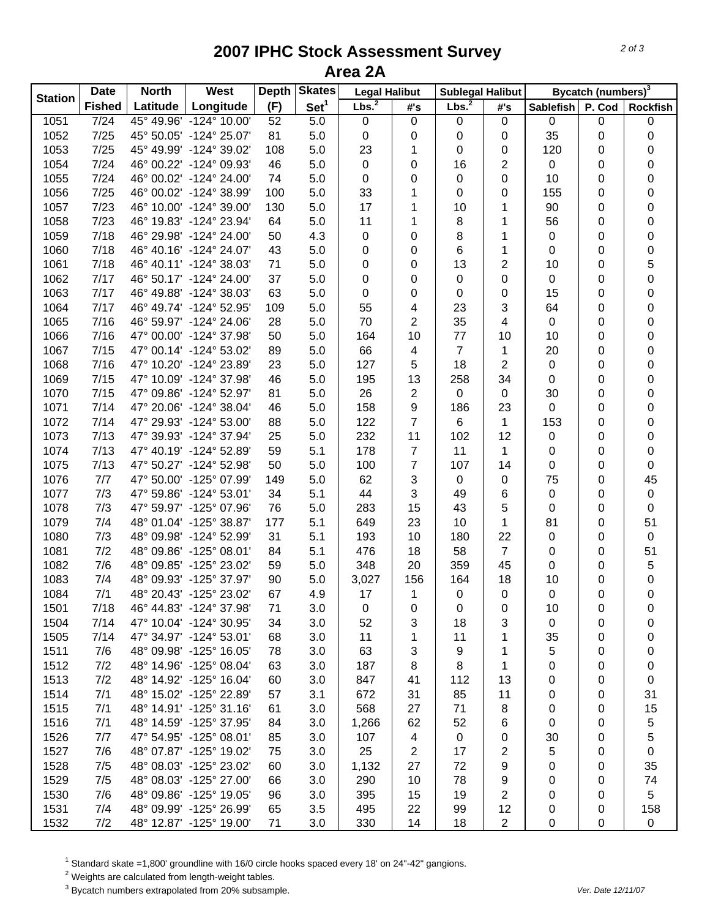# 2007 IPHC Stock Assessment Survey
## Area 2A

| Station | Date Fished | North Latitude | West Longitude | Depth (F) | Skates Set[1] | Legal Halibut Lbs.[2] | Legal Halibut #'s | Sublegal Halibut Lbs.[2] | Sublegal Halibut #'s | Bycatch (numbers)[3] Sablefish | Bycatch (numbers)[3] P. Cod | Bycatch (numbers)[3] Rockfish |
|---|---|---|---|---|---|---|---|---|---|---|---|---|
| 1051 | 7/24 | 45° 49.96' | -124° 10.00' | 52 | 5.0 | 0 | 0 | 0 | 0 | 0 | 0 | 0 |
| 1052 | 7/25 | 45° 50.05' | -124° 25.07' | 81 | 5.0 | 0 | 0 | 0 | 0 | 35 | 0 | 0 |
| 1053 | 7/25 | 45° 49.99' | -124° 39.02' | 108 | 5.0 | 23 | 1 | 0 | 0 | 120 | 0 | 0 |
| 1054 | 7/24 | 46° 00.22' | -124° 09.93' | 46 | 5.0 | 0 | 0 | 16 | 2 | 0 | 0 | 0 |
| 1055 | 7/24 | 46° 00.02' | -124° 24.00' | 74 | 5.0 | 0 | 0 | 0 | 0 | 10 | 0 | 0 |
| 1056 | 7/25 | 46° 00.02' | -124° 38.99' | 100 | 5.0 | 33 | 1 | 0 | 0 | 155 | 0 | 0 |
| 1057 | 7/23 | 46° 10.00' | -124° 39.00' | 130 | 5.0 | 17 | 1 | 10 | 1 | 90 | 0 | 0 |
| 1058 | 7/23 | 46° 19.83' | -124° 23.94' | 64 | 5.0 | 11 | 1 | 8 | 1 | 56 | 0 | 0 |
| 1059 | 7/18 | 46° 29.98' | -124° 24.00' | 50 | 4.3 | 0 | 0 | 8 | 1 | 0 | 0 | 0 |
| 1060 | 7/18 | 46° 40.16' | -124° 24.07' | 43 | 5.0 | 0 | 0 | 6 | 1 | 0 | 0 | 0 |
| 1061 | 7/18 | 46° 40.11' | -124° 38.03' | 71 | 5.0 | 0 | 0 | 13 | 2 | 10 | 0 | 5 |
| 1062 | 7/17 | 46° 50.17' | -124° 24.00' | 37 | 5.0 | 0 | 0 | 0 | 0 | 0 | 0 | 0 |
| 1063 | 7/17 | 46° 49.88' | -124° 38.03' | 63 | 5.0 | 0 | 0 | 0 | 0 | 15 | 0 | 0 |
| 1064 | 7/17 | 46° 49.74' | -124° 52.95' | 109 | 5.0 | 55 | 4 | 23 | 3 | 64 | 0 | 0 |
| 1065 | 7/16 | 46° 59.97' | -124° 24.06' | 28 | 5.0 | 70 | 2 | 35 | 4 | 0 | 0 | 0 |
| 1066 | 7/16 | 47° 00.00' | -124° 37.98' | 50 | 5.0 | 164 | 10 | 77 | 10 | 10 | 0 | 0 |
| 1067 | 7/15 | 47° 00.14' | -124° 53.02' | 89 | 5.0 | 66 | 4 | 7 | 1 | 20 | 0 | 0 |
| 1068 | 7/16 | 47° 10.20' | -124° 23.89' | 23 | 5.0 | 127 | 5 | 18 | 2 | 0 | 0 | 0 |
| 1069 | 7/15 | 47° 10.09' | -124° 37.98' | 46 | 5.0 | 195 | 13 | 258 | 34 | 0 | 0 | 0 |
| 1070 | 7/15 | 47° 09.86' | -124° 52.97' | 81 | 5.0 | 26 | 2 | 0 | 0 | 30 | 0 | 0 |
| 1071 | 7/14 | 47° 20.06' | -124° 38.04' | 46 | 5.0 | 158 | 9 | 186 | 23 | 0 | 0 | 0 |
| 1072 | 7/14 | 47° 29.93' | -124° 53.00' | 88 | 5.0 | 122 | 7 | 6 | 1 | 153 | 0 | 0 |
| 1073 | 7/13 | 47° 39.93' | -124° 37.94' | 25 | 5.0 | 232 | 11 | 102 | 12 | 0 | 0 | 0 |
| 1074 | 7/13 | 47° 40.19' | -124° 52.89' | 59 | 5.1 | 178 | 7 | 11 | 1 | 0 | 0 | 0 |
| 1075 | 7/13 | 47° 50.27' | -124° 52.98' | 50 | 5.0 | 100 | 7 | 107 | 14 | 0 | 0 | 0 |
| 1076 | 7/7 | 47° 50.00' | -125° 07.99' | 149 | 5.0 | 62 | 3 | 0 | 0 | 75 | 0 | 45 |
| 1077 | 7/3 | 47° 59.86' | -124° 53.01' | 34 | 5.1 | 44 | 3 | 49 | 6 | 0 | 0 | 0 |
| 1078 | 7/3 | 47° 59.97' | -125° 07.96' | 76 | 5.0 | 283 | 15 | 43 | 5 | 0 | 0 | 0 |
| 1079 | 7/4 | 48° 01.04' | -125° 38.87' | 177 | 5.1 | 649 | 23 | 10 | 1 | 81 | 0 | 51 |
| 1080 | 7/3 | 48° 09.98' | -124° 52.99' | 31 | 5.1 | 193 | 10 | 180 | 22 | 0 | 0 | 0 |
| 1081 | 7/2 | 48° 09.86' | -125° 08.01' | 84 | 5.1 | 476 | 18 | 58 | 7 | 0 | 0 | 51 |
| 1082 | 7/6 | 48° 09.85' | -125° 23.02' | 59 | 5.0 | 348 | 20 | 359 | 45 | 0 | 0 | 5 |
| 1083 | 7/4 | 48° 09.93' | -125° 37.97' | 90 | 5.0 | 3,027 | 156 | 164 | 18 | 10 | 0 | 0 |
| 1084 | 7/1 | 48° 20.43' | -125° 23.02' | 67 | 4.9 | 17 | 1 | 0 | 0 | 0 | 0 | 0 |
| 1501 | 7/18 | 46° 44.83' | -124° 37.98' | 71 | 3.0 | 0 | 0 | 0 | 0 | 10 | 0 | 0 |
| 1504 | 7/14 | 47° 10.04' | -124° 30.95' | 34 | 3.0 | 52 | 3 | 18 | 3 | 0 | 0 | 0 |
| 1505 | 7/14 | 47° 34.97' | -124° 53.01' | 68 | 3.0 | 11 | 1 | 11 | 1 | 35 | 0 | 0 |
| 1511 | 7/6 | 48° 09.98' | -125° 16.05' | 78 | 3.0 | 63 | 3 | 9 | 1 | 5 | 0 | 0 |
| 1512 | 7/2 | 48° 14.96' | -125° 08.04' | 63 | 3.0 | 187 | 8 | 8 | 1 | 0 | 0 | 0 |
| 1513 | 7/2 | 48° 14.92' | -125° 16.04' | 60 | 3.0 | 847 | 41 | 112 | 13 | 0 | 0 | 0 |
| 1514 | 7/1 | 48° 15.02' | -125° 22.89' | 57 | 3.1 | 672 | 31 | 85 | 11 | 0 | 0 | 31 |
| 1515 | 7/1 | 48° 14.91' | -125° 31.16' | 61 | 3.0 | 568 | 27 | 71 | 8 | 0 | 0 | 15 |
| 1516 | 7/1 | 48° 14.59' | -125° 37.95' | 84 | 3.0 | 1,266 | 62 | 52 | 6 | 0 | 0 | 5 |
| 1526 | 7/7 | 47° 54.95' | -125° 08.01' | 85 | 3.0 | 107 | 4 | 0 | 0 | 30 | 0 | 5 |
| 1527 | 7/6 | 48° 07.87' | -125° 19.02' | 75 | 3.0 | 25 | 2 | 17 | 2 | 5 | 0 | 0 |
| 1528 | 7/5 | 48° 08.03' | -125° 23.02' | 60 | 3.0 | 1,132 | 27 | 72 | 9 | 0 | 0 | 35 |
| 1529 | 7/5 | 48° 08.03' | -125° 27.00' | 66 | 3.0 | 290 | 10 | 78 | 9 | 0 | 0 | 74 |
| 1530 | 7/6 | 48° 09.86' | -125° 19.05' | 96 | 3.0 | 395 | 15 | 19 | 2 | 0 | 0 | 5 |
| 1531 | 7/4 | 48° 09.99' | -125° 26.99' | 65 | 3.5 | 495 | 22 | 99 | 12 | 0 | 0 | 158 |
| 1532 | 7/2 | 48° 12.87' | -125° 19.00' | 71 | 3.0 | 330 | 14 | 18 | 2 | 0 | 0 | 0 |

[1] Standard skate =1,800' groundline with 16/0 circle hooks spaced every 18' on 24"-42" gangions.
[2] Weights are calculated from length-weight tables.
[3] Bycatch numbers extrapolated from 20% subsample.

*Ver. Date 12/11/07*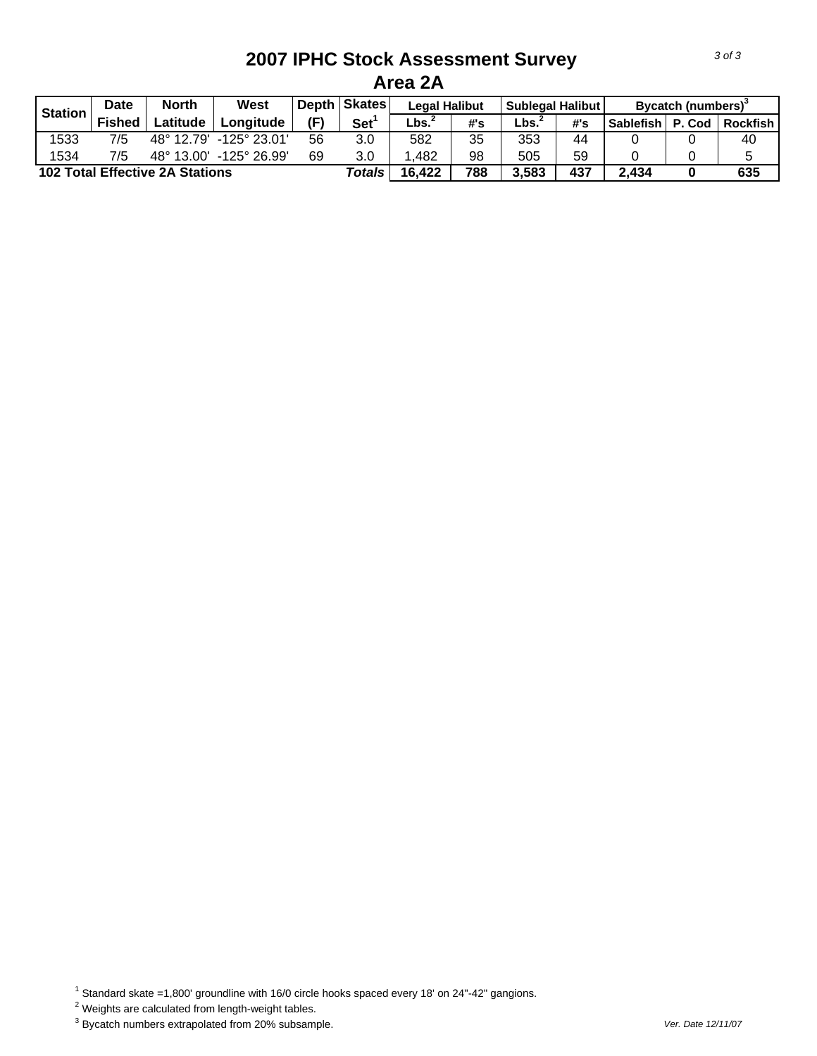# 2007 IPHC Stock Assessment Survey

## Area 2A

| Station | Date | North | West | Depth | Skates | Legal Halibut | | Sublegal Halibut | | Bycatch (numbers)[3] | | |
|---|---|---|---|---|---|---|---|---|---|---|---|---|
| | Fished | Latitude | Longitude | (F) | Set[1] | Lbs.[2] | #'s | Lbs.[2] | #'s | Sablefish | P. Cod | Rockfish |
| 1533 | 7/5 | 48° 12.79' | -125° 23.01' | 56 | 3.0 | 582 | 35 | 353 | 44 | 0 | 0 | 40 |
| 1534 | 7/5 | 48° 13.00' | -125° 26.99' | 69 | 3.0 | 1,482 | 98 | 505 | 59 | 0 | 0 | 5 |
| **102 Total Effective 2A Stations** | | | | | ***Totals*** | **16,422** | **788** | **3,583** | **437** | **2,434** | **0** | **635** |

[1] Standard skate =1,800' groundline with 16/0 circle hooks spaced every 18' on 24"-42" gangions.

[2] Weights are calculated from length-weight tables.

[3] Bycatch numbers extrapolated from 20% subsample.

*Ver. Date 12/11/07*